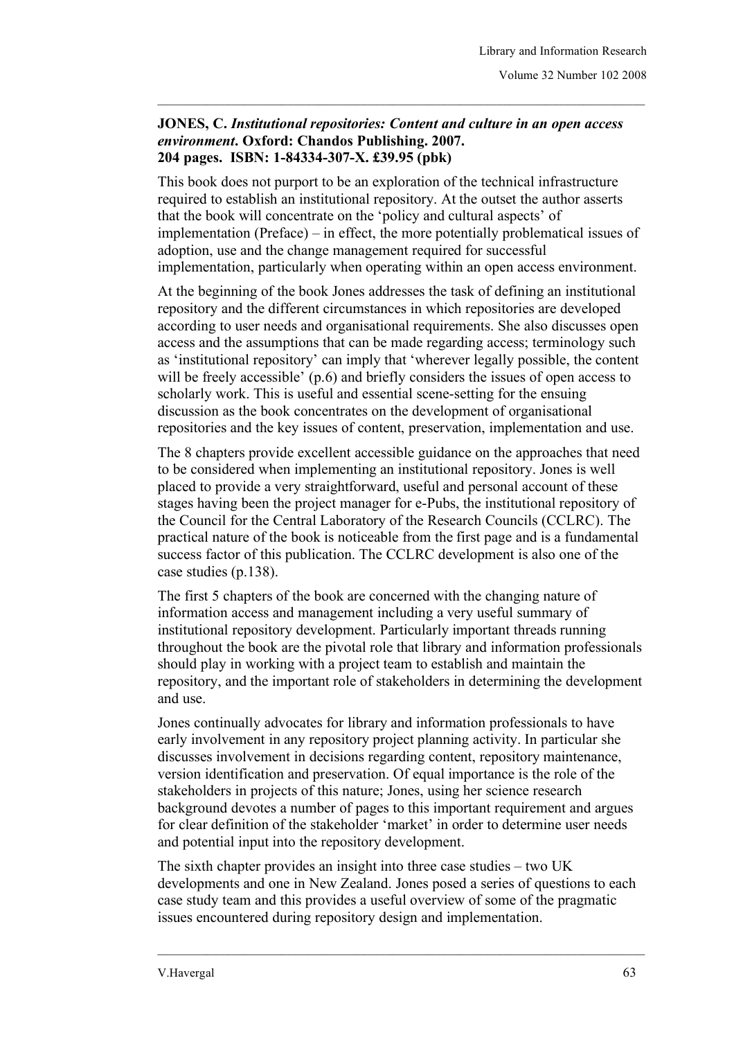**JONES, C. *Institutional repositories: Content and culture in an open access environment*. Oxford: Chandos Publishing. 2007. 204 pages. ISBN: 1-84334-307-X. £39.95 (pbk)**

This book does not purport to be an exploration of the technical infrastructure required to establish an institutional repository. At the outset the author asserts that the book will concentrate on the 'policy and cultural aspects' of implementation (Preface) – in effect, the more potentially problematical issues of adoption, use and the change management required for successful implementation, particularly when operating within an open access environment.

At the beginning of the book Jones addresses the task of defining an institutional repository and the different circumstances in which repositories are developed according to user needs and organisational requirements. She also discusses open access and the assumptions that can be made regarding access; terminology such as 'institutional repository' can imply that 'wherever legally possible, the content will be freely accessible' (p.6) and briefly considers the issues of open access to scholarly work. This is useful and essential scene-setting for the ensuing discussion as the book concentrates on the development of organisational repositories and the key issues of content, preservation, implementation and use.

The 8 chapters provide excellent accessible guidance on the approaches that need to be considered when implementing an institutional repository. Jones is well placed to provide a very straightforward, useful and personal account of these stages having been the project manager for e-Pubs, the institutional repository of the Council for the Central Laboratory of the Research Councils (CCLRC). The practical nature of the book is noticeable from the first page and is a fundamental success factor of this publication. The CCLRC development is also one of the case studies (p.138).

The first 5 chapters of the book are concerned with the changing nature of information access and management including a very useful summary of institutional repository development. Particularly important threads running throughout the book are the pivotal role that library and information professionals should play in working with a project team to establish and maintain the repository, and the important role of stakeholders in determining the development and use.

Jones continually advocates for library and information professionals to have early involvement in any repository project planning activity. In particular she discusses involvement in decisions regarding content, repository maintenance, version identification and preservation. Of equal importance is the role of the stakeholders in projects of this nature; Jones, using her science research background devotes a number of pages to this important requirement and argues for clear definition of the stakeholder 'market' in order to determine user needs and potential input into the repository development.

The sixth chapter provides an insight into three case studies – two UK developments and one in New Zealand. Jones posed a series of questions to each case study team and this provides a useful overview of some of the pragmatic issues encountered during repository design and implementation.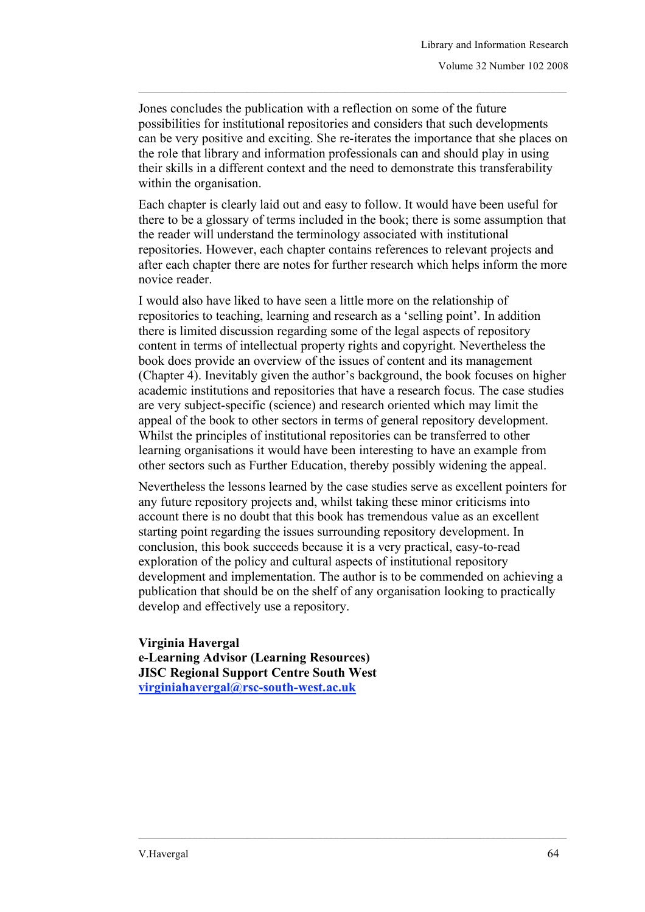Jones concludes the publication with a reflection on some of the future possibilities for institutional repositories and considers that such developments can be very positive and exciting. She re-iterates the importance that she places on the role that library and information professionals can and should play in using their skills in a different context and the need to demonstrate this transferability within the organisation.

Each chapter is clearly laid out and easy to follow. It would have been useful for there to be a glossary of terms included in the book; there is some assumption that the reader will understand the terminology associated with institutional repositories. However, each chapter contains references to relevant projects and after each chapter there are notes for further research which helps inform the more novice reader.

I would also have liked to have seen a little more on the relationship of repositories to teaching, learning and research as a 'selling point'. In addition there is limited discussion regarding some of the legal aspects of repository content in terms of intellectual property rights and copyright. Nevertheless the book does provide an overview of the issues of content and its management (Chapter 4). Inevitably given the author's background, the book focuses on higher academic institutions and repositories that have a research focus. The case studies are very subject-specific (science) and research oriented which may limit the appeal of the book to other sectors in terms of general repository development. Whilst the principles of institutional repositories can be transferred to other learning organisations it would have been interesting to have an example from other sectors such as Further Education, thereby possibly widening the appeal.

Nevertheless the lessons learned by the case studies serve as excellent pointers for any future repository projects and, whilst taking these minor criticisms into account there is no doubt that this book has tremendous value as an excellent starting point regarding the issues surrounding repository development. In conclusion, this book succeeds because it is a very practical, easy-to-read exploration of the policy and cultural aspects of institutional repository development and implementation. The author is to be commended on achieving a publication that should be on the shelf of any organisation looking to practically develop and effectively use a repository.

**Virginia Havergal**
**e-Learning Advisor (Learning Resources)**
**JISC Regional Support Centre South West**
**virginiahavergal@rsc-south-west.ac.uk**